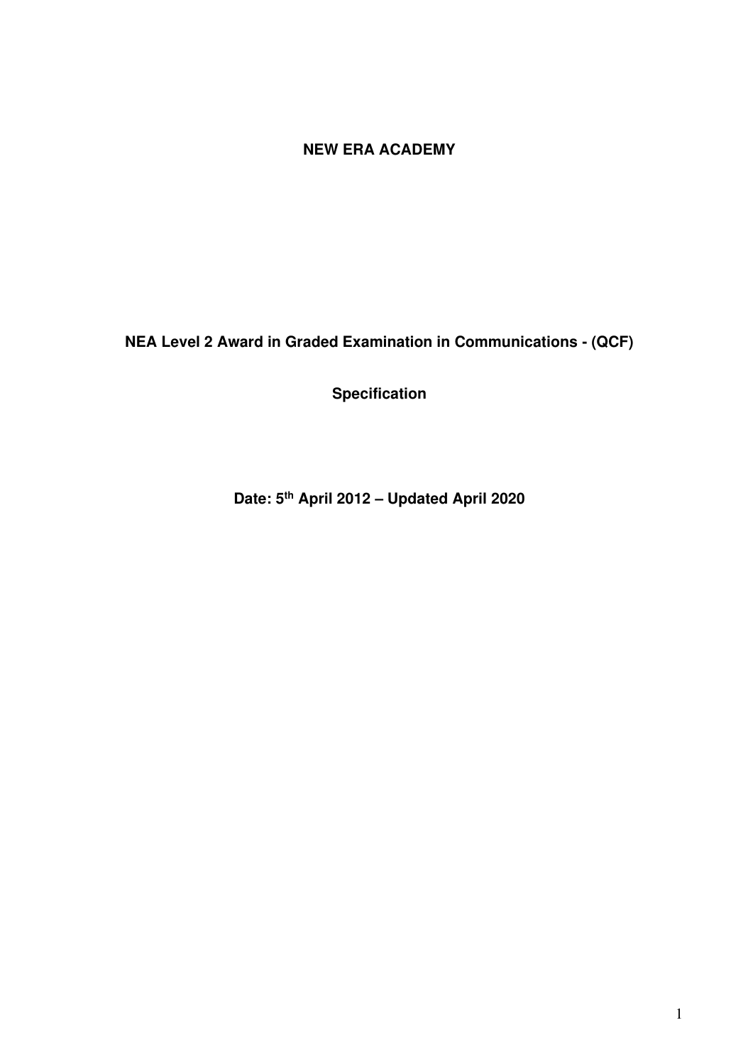**NEW ERA ACADEMY**

# NEA Level 2 Award in Graded Examination in Communications - (QCF)

## Specification

**Date: 5th April 2012 – Updated April 2020**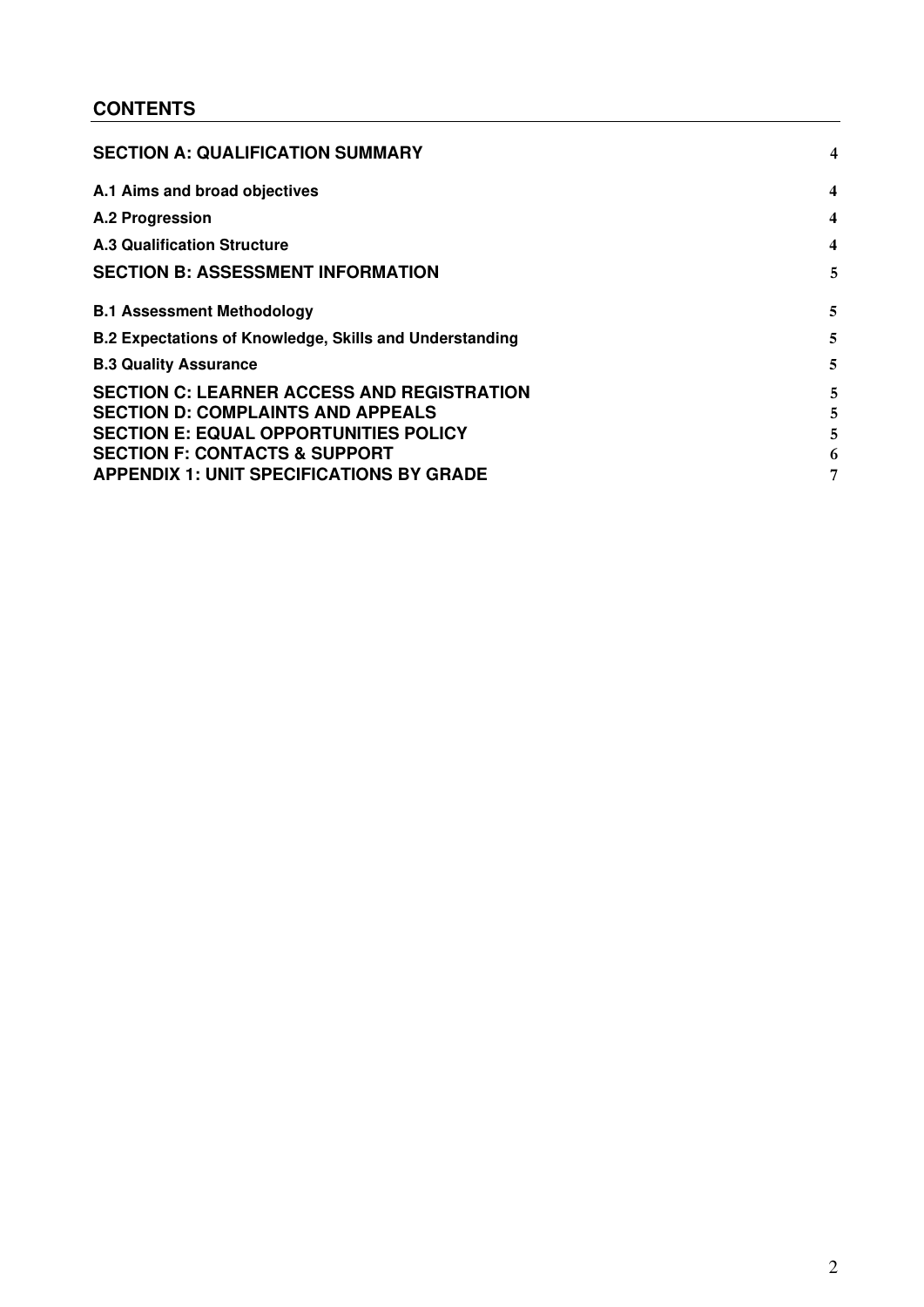## CONTENTS

| | |
|---|---|
| **SECTION A: QUALIFICATION SUMMARY** | 4 |
| **A.1 Aims and broad objectives** | 4 |
| **A.2 Progression** | 4 |
| **A.3 Qualification Structure** | 4 |
| **SECTION B: ASSESSMENT INFORMATION** | 5 |
| **B.1 Assessment Methodology** | 5 |
| **B.2 Expectations of Knowledge, Skills and Understanding** | 5 |
| **B.3 Quality Assurance** | 5 |
| **SECTION C: LEARNER ACCESS AND REGISTRATION** | 5 |
| **SECTION D: COMPLAINTS AND APPEALS** | 5 |
| **SECTION E: EQUAL OPPORTUNITIES POLICY** | 5 |
| **SECTION F: CONTACTS & SUPPORT** | 6 |
| **APPENDIX 1: UNIT SPECIFICATIONS BY GRADE** | 7 |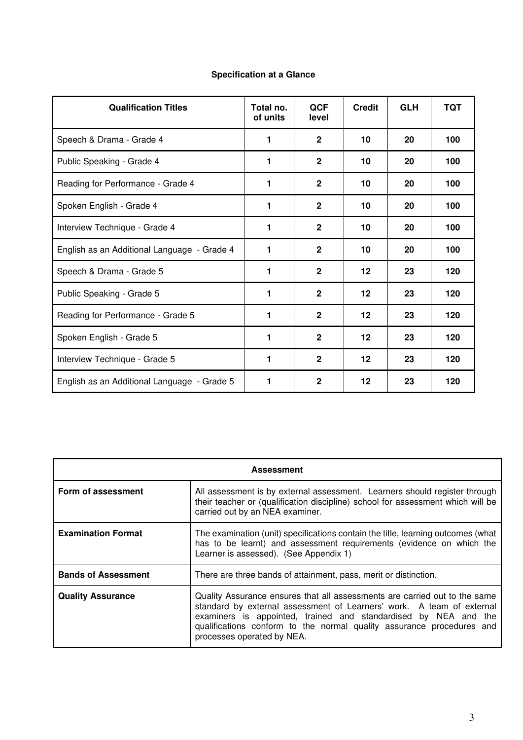## Specification at a Glance

| Qualification Titles | Total no. of units | QCF level | Credit | GLH | TQT |
|---|---|---|---|---|---|
| Speech & Drama - Grade 4 | 1 | 2 | 10 | 20 | 100 |
| Public Speaking - Grade 4 | 1 | 2 | 10 | 20 | 100 |
| Reading for Performance - Grade 4 | 1 | 2 | 10 | 20 | 100 |
| Spoken English - Grade 4 | 1 | 2 | 10 | 20 | 100 |
| Interview Technique - Grade 4 | 1 | 2 | 10 | 20 | 100 |
| English as an Additional Language - Grade 4 | 1 | 2 | 10 | 20 | 100 |
| Speech & Drama - Grade 5 | 1 | 2 | 12 | 23 | 120 |
| Public Speaking - Grade 5 | 1 | 2 | 12 | 23 | 120 |
| Reading for Performance - Grade 5 | 1 | 2 | 12 | 23 | 120 |
| Spoken English - Grade 5 | 1 | 2 | 12 | 23 | 120 |
| Interview Technique - Grade 5 | 1 | 2 | 12 | 23 | 120 |
| English as an Additional Language - Grade 5 | 1 | 2 | 12 | 23 | 120 |

| Assessment | |
|---|---|
| **Form of assessment** | All assessment is by external assessment. Learners should register through their teacher or (qualification discipline) school for assessment which will be carried out by an NEA examiner. |
| **Examination Format** | The examination (unit) specifications contain the title, learning outcomes (what has to be learnt) and assessment requirements (evidence on which the Learner is assessed). (See Appendix 1) |
| **Bands of Assessment** | There are three bands of attainment, pass, merit or distinction. |
| **Quality Assurance** | Quality Assurance ensures that all assessments are carried out to the same standard by external assessment of Learners' work. A team of external examiners is appointed, trained and standardised by NEA and the qualifications conform to the normal quality assurance procedures and processes operated by NEA. |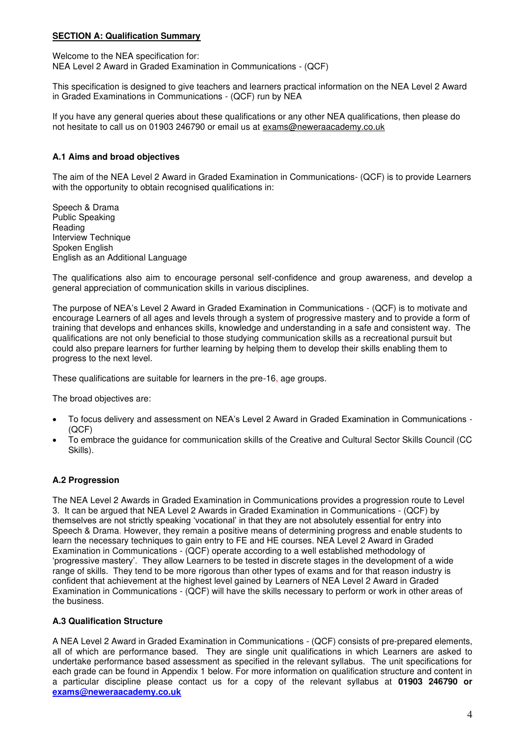## SECTION A: Qualification Summary

Welcome to the NEA specification for:
NEA Level 2 Award in Graded Examination in Communications - (QCF)

This specification is designed to give teachers and learners practical information on the NEA Level 2 Award in Graded Examinations in Communications - (QCF) run by NEA

If you have any general queries about these qualifications or any other NEA qualifications, then please do not hesitate to call us on 01903 246790 or email us at exams@neweraacademy.co.uk

### A.1 Aims and broad objectives

The aim of the NEA Level 2 Award in Graded Examination in Communications- (QCF) is to provide Learners with the opportunity to obtain recognised qualifications in:

Speech & Drama
Public Speaking
Reading
Interview Technique
Spoken English
English as an Additional Language

The qualifications also aim to encourage personal self-confidence and group awareness, and develop a general appreciation of communication skills in various disciplines.

The purpose of NEA's Level 2 Award in Graded Examination in Communications - (QCF) is to motivate and encourage Learners of all ages and levels through a system of progressive mastery and to provide a form of training that develops and enhances skills, knowledge and understanding in a safe and consistent way. The qualifications are not only beneficial to those studying communication skills as a recreational pursuit but could also prepare learners for further learning by helping them to develop their skills enabling them to progress to the next level.

These qualifications are suitable for learners in the pre-16, age groups.

The broad objectives are:

- To focus delivery and assessment on NEA's Level 2 Award in Graded Examination in Communications - (QCF)
- To embrace the guidance for communication skills of the Creative and Cultural Sector Skills Council (CC Skills).

### A.2 Progression

The NEA Level 2 Awards in Graded Examination in Communications provides a progression route to Level 3. It can be argued that NEA Level 2 Awards in Graded Examination in Communications - (QCF) by themselves are not strictly speaking 'vocational' in that they are not absolutely essential for entry into Speech & Drama. However, they remain a positive means of determining progress and enable students to learn the necessary techniques to gain entry to FE and HE courses. NEA Level 2 Award in Graded Examination in Communications - (QCF) operate according to a well established methodology of 'progressive mastery'. They allow Learners to be tested in discrete stages in the development of a wide range of skills. They tend to be more rigorous than other types of exams and for that reason industry is confident that achievement at the highest level gained by Learners of NEA Level 2 Award in Graded Examination in Communications - (QCF) will have the skills necessary to perform or work in other areas of the business.

### A.3 Qualification Structure

A NEA Level 2 Award in Graded Examination in Communications - (QCF) consists of pre-prepared elements, all of which are performance based. They are single unit qualifications in which Learners are asked to undertake performance based assessment as specified in the relevant syllabus. The unit specifications for each grade can be found in Appendix 1 below. For more information on qualification structure and content in a particular discipline please contact us for a copy of the relevant syllabus at **01903 246790 or exams@neweraacademy.co.uk**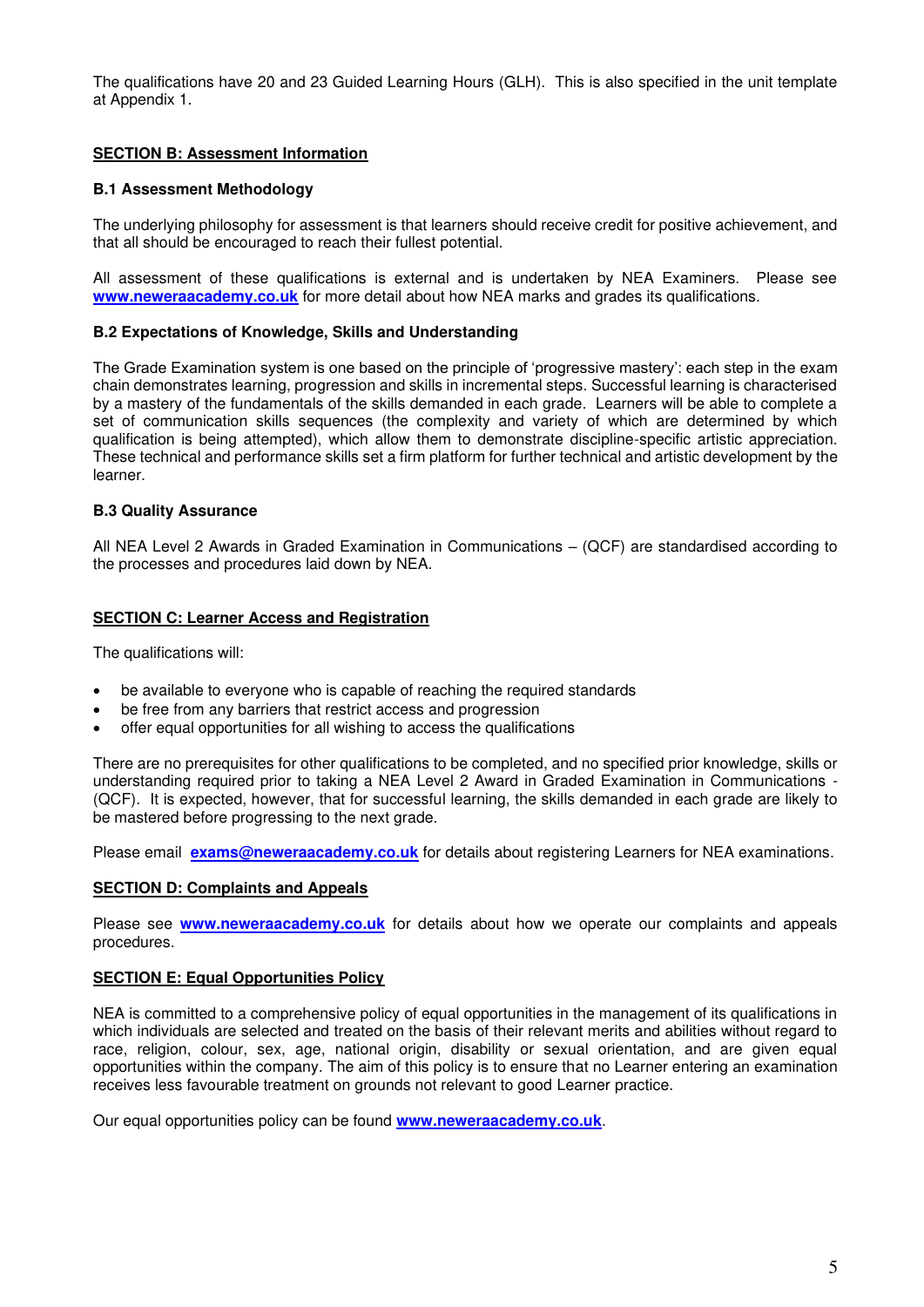The qualifications have 20 and 23 Guided Learning Hours (GLH). This is also specified in the unit template at Appendix 1.

## SECTION B: Assessment Information

### B.1 Assessment Methodology

The underlying philosophy for assessment is that learners should receive credit for positive achievement, and that all should be encouraged to reach their fullest potential.

All assessment of these qualifications is external and is undertaken by NEA Examiners. Please see **www.neweraacademy.co.uk** for more detail about how NEA marks and grades its qualifications.

### B.2 Expectations of Knowledge, Skills and Understanding

The Grade Examination system is one based on the principle of 'progressive mastery': each step in the exam chain demonstrates learning, progression and skills in incremental steps. Successful learning is characterised by a mastery of the fundamentals of the skills demanded in each grade. Learners will be able to complete a set of communication skills sequences (the complexity and variety of which are determined by which qualification is being attempted), which allow them to demonstrate discipline-specific artistic appreciation. These technical and performance skills set a firm platform for further technical and artistic development by the learner.

### B.3 Quality Assurance

All NEA Level 2 Awards in Graded Examination in Communications – (QCF) are standardised according to the processes and procedures laid down by NEA.

## SECTION C: Learner Access and Registration

The qualifications will:

- be available to everyone who is capable of reaching the required standards
- be free from any barriers that restrict access and progression
- offer equal opportunities for all wishing to access the qualifications

There are no prerequisites for other qualifications to be completed, and no specified prior knowledge, skills or understanding required prior to taking a NEA Level 2 Award in Graded Examination in Communications - (QCF). It is expected, however, that for successful learning, the skills demanded in each grade are likely to be mastered before progressing to the next grade.

Please email **exams@neweraacademy.co.uk** for details about registering Learners for NEA examinations.

## SECTION D: Complaints and Appeals

Please see **www.neweraacademy.co.uk** for details about how we operate our complaints and appeals procedures.

## SECTION E: Equal Opportunities Policy

NEA is committed to a comprehensive policy of equal opportunities in the management of its qualifications in which individuals are selected and treated on the basis of their relevant merits and abilities without regard to race, religion, colour, sex, age, national origin, disability or sexual orientation, and are given equal opportunities within the company. The aim of this policy is to ensure that no Learner entering an examination receives less favourable treatment on grounds not relevant to good Learner practice.

Our equal opportunities policy can be found **www.neweraacademy.co.uk**.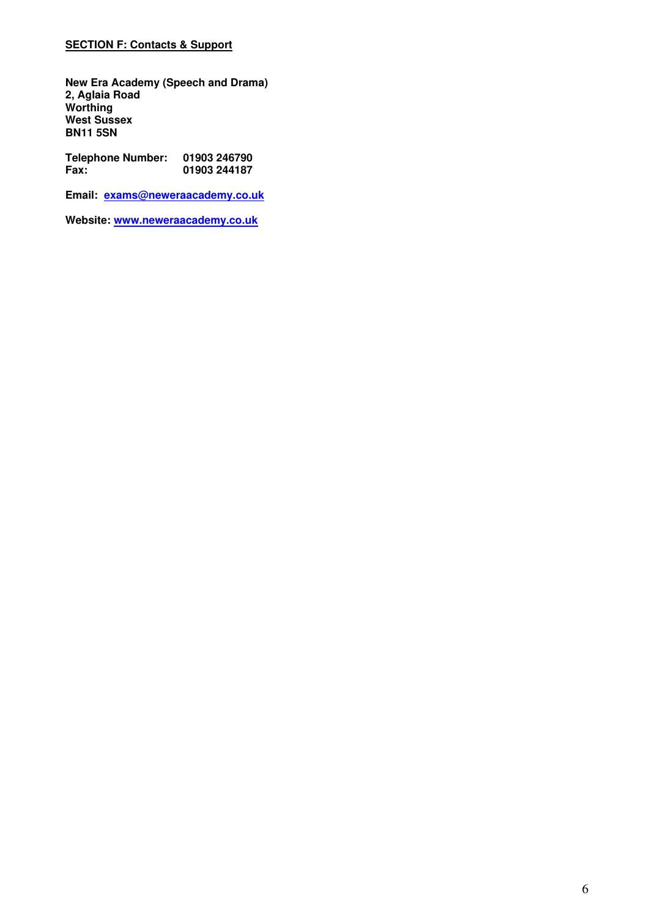## SECTION F: Contacts & Support

**New Era Academy (Speech and Drama)**
**2, Aglaia Road**
**Worthing**
**West Sussex**
**BN11 5SN**

**Telephone Number:** **01903 246790**
**Fax:** **01903 244187**

**Email:** **exams@neweraacademy.co.uk**

**Website:** **www.neweraacademy.co.uk**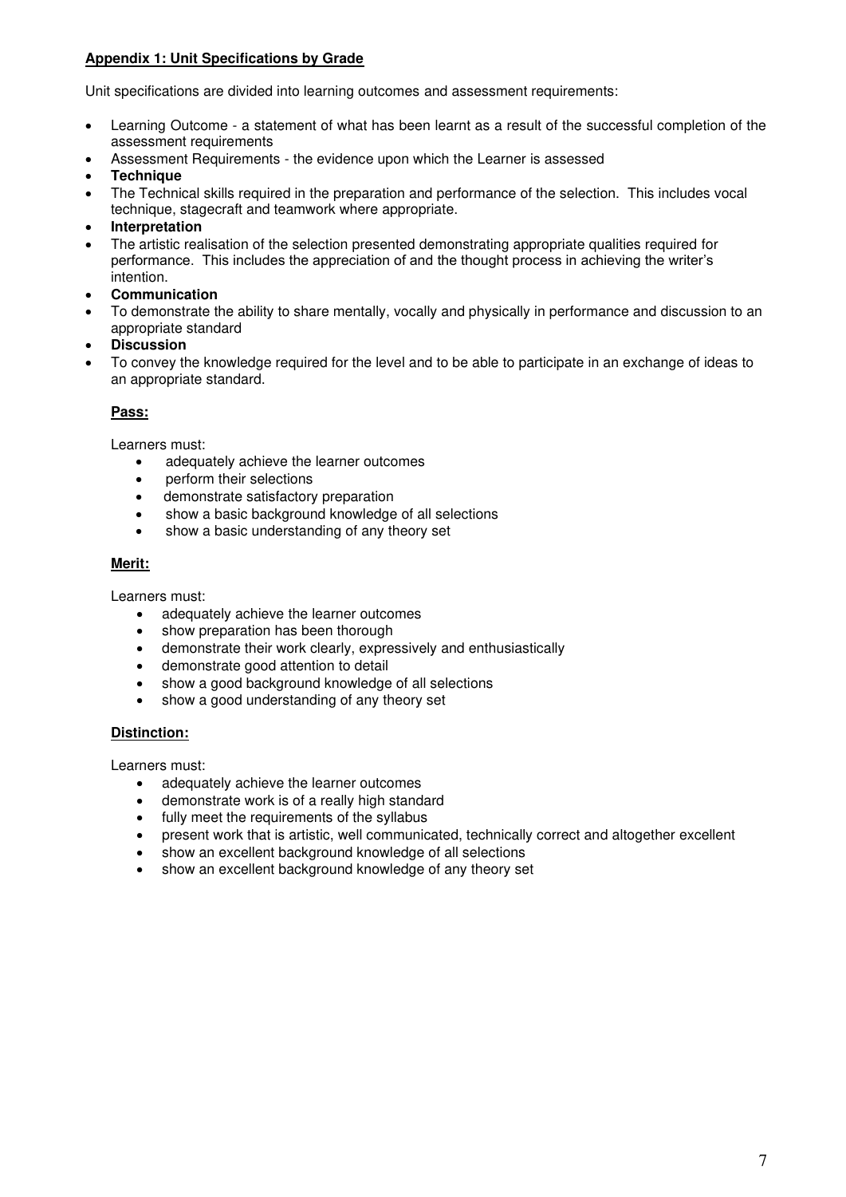**Appendix 1: Unit Specifications by Grade**

Unit specifications are divided into learning outcomes and assessment requirements:

- Learning Outcome - a statement of what has been learnt as a result of the successful completion of the assessment requirements
- Assessment Requirements - the evidence upon which the Learner is assessed
- **Technique**
- The Technical skills required in the preparation and performance of the selection. This includes vocal technique, stagecraft and teamwork where appropriate.
- **Interpretation**
- The artistic realisation of the selection presented demonstrating appropriate qualities required for performance. This includes the appreciation of and the thought process in achieving the writer's intention.
- **Communication**
- To demonstrate the ability to share mentally, vocally and physically in performance and discussion to an appropriate standard
- **Discussion**
- To convey the knowledge required for the level and to be able to participate in an exchange of ideas to an appropriate standard.

**Pass:**

Learners must:

- adequately achieve the learner outcomes
- perform their selections
- demonstrate satisfactory preparation
- show a basic background knowledge of all selections
- show a basic understanding of any theory set

**Merit:**

Learners must:

- adequately achieve the learner outcomes
- show preparation has been thorough
- demonstrate their work clearly, expressively and enthusiastically
- demonstrate good attention to detail
- show a good background knowledge of all selections
- show a good understanding of any theory set

**Distinction:**

Learners must:

- adequately achieve the learner outcomes
- demonstrate work is of a really high standard
- fully meet the requirements of the syllabus
- present work that is artistic, well communicated, technically correct and altogether excellent
- show an excellent background knowledge of all selections
- show an excellent background knowledge of any theory set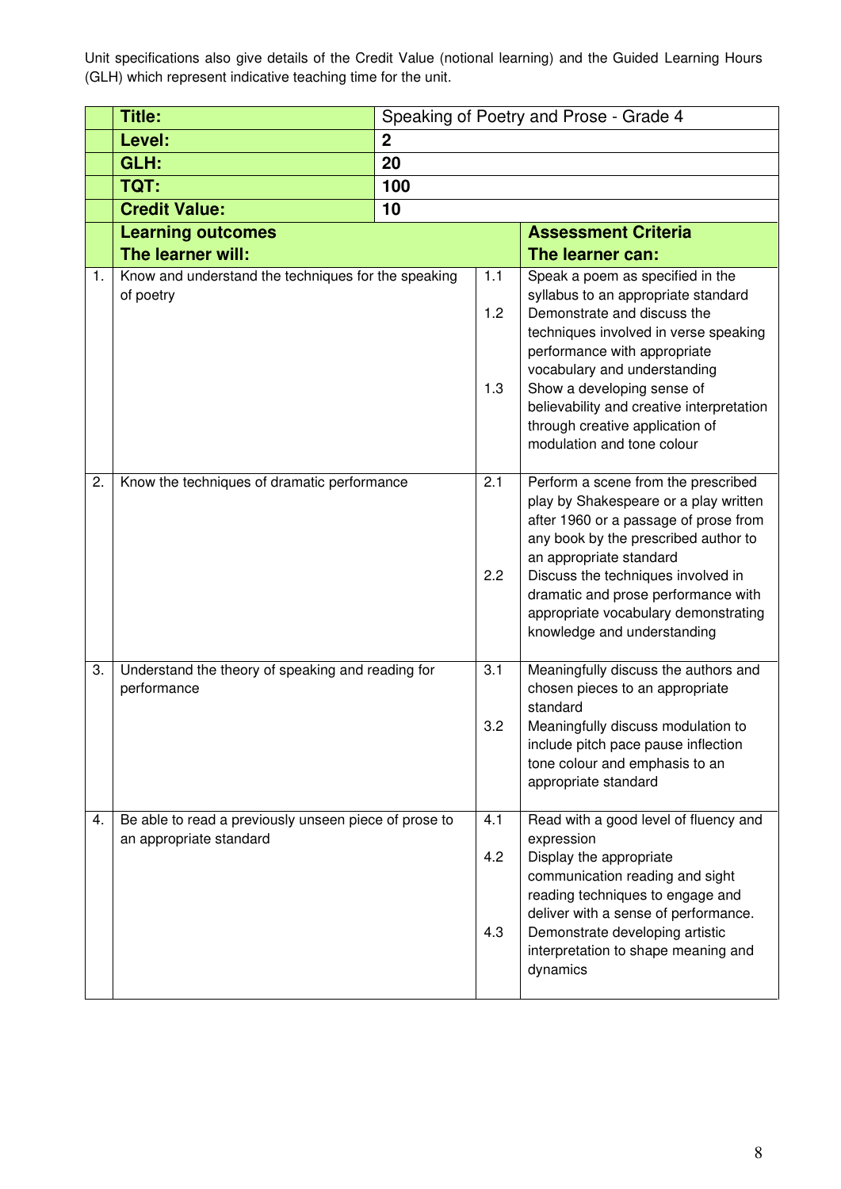Unit specifications also give details of the Credit Value (notional learning) and the Guided Learning Hours (GLH) which represent indicative teaching time for the unit.

| | **Title:** | Speaking of Poetry and Prose - Grade 4 | |
|---|---|---|---|
| | **Level:** | **2** | |
| | **GLH:** | **20** | |
| | **TQT:** | **100** | |
| | **Credit Value:** | **10** | |
| | **Learning outcomes**<br>**The learner will:** | | **Assessment Criteria**<br>**The learner can:** |
| 1. | Know and understand the techniques for the speaking of poetry | 1.1<br>1.2<br>1.3 | Speak a poem as specified in the syllabus to an appropriate standard<br>Demonstrate and discuss the techniques involved in verse speaking performance with appropriate vocabulary and understanding<br>Show a developing sense of believability and creative interpretation through creative application of modulation and tone colour |
| 2. | Know the techniques of dramatic performance | 2.1<br>2.2 | Perform a scene from the prescribed play by Shakespeare or a play written after 1960 or a passage of prose from any book by the prescribed author to an appropriate standard<br>Discuss the techniques involved in dramatic and prose performance with appropriate vocabulary demonstrating knowledge and understanding |
| 3. | Understand the theory of speaking and reading for performance | 3.1<br>3.2 | Meaningfully discuss the authors and chosen pieces to an appropriate standard<br>Meaningfully discuss modulation to include pitch pace pause inflection tone colour and emphasis to an appropriate standard |
| 4. | Be able to read a previously unseen piece of prose to an appropriate standard | 4.1<br>4.2<br>4.3 | Read with a good level of fluency and expression<br>Display the appropriate communication reading and sight reading techniques to engage and deliver with a sense of performance.<br>Demonstrate developing artistic interpretation to shape meaning and dynamics |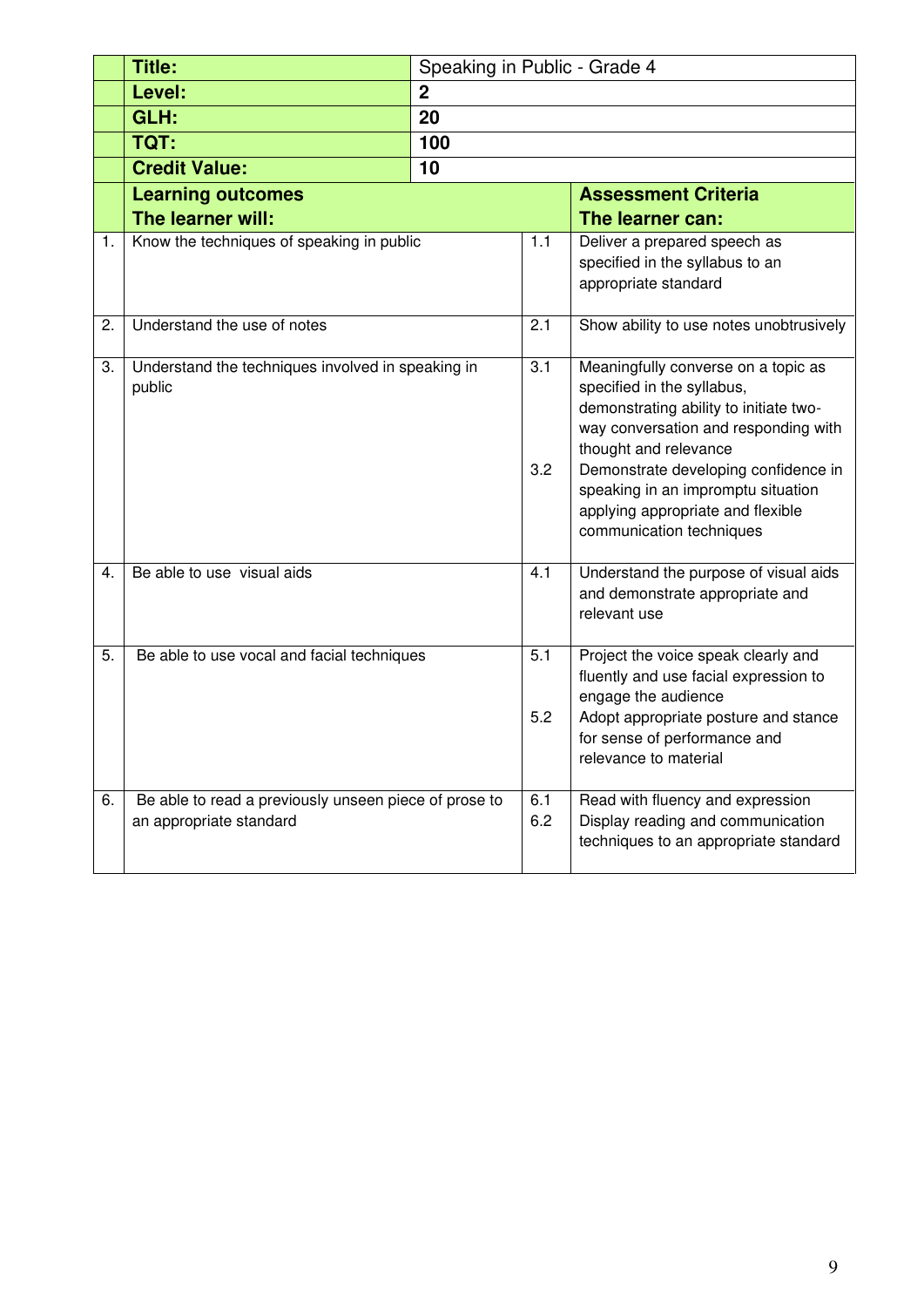| | Title: | Speaking in Public - Grade 4 | | |
|---|---|---|---|---|
| | **Level:** | **2** | | |
| | **GLH:** | **20** | | |
| | **TQT:** | **100** | | |
| | **Credit Value:** | **10** | | |
| | **Learning outcomes**<br>**The learner will:** | | | **Assessment Criteria**<br>**The learner can:** |
| 1. | Know the techniques of speaking in public | | 1.1 | Deliver a prepared speech as specified in the syllabus to an appropriate standard |
| 2. | Understand the use of notes | | 2.1 | Show ability to use notes unobtrusively |
| 3. | Understand the techniques involved in speaking in public | | 3.1<br><br>3.2 | Meaningfully converse on a topic as specified in the syllabus, demonstrating ability to initiate two-way conversation and responding with thought and relevance<br>Demonstrate developing confidence in speaking in an impromptu situation applying appropriate and flexible communication techniques |
| 4. | Be able to use visual aids | | 4.1 | Understand the purpose of visual aids and demonstrate appropriate and relevant use |
| 5. | Be able to use vocal and facial techniques | | 5.1<br><br>5.2 | Project the voice speak clearly and fluently and use facial expression to engage the audience<br>Adopt appropriate posture and stance for sense of performance and relevance to material |
| 6. | Be able to read a previously unseen piece of prose to an appropriate standard | | 6.1<br>6.2 | Read with fluency and expression<br>Display reading and communication techniques to an appropriate standard |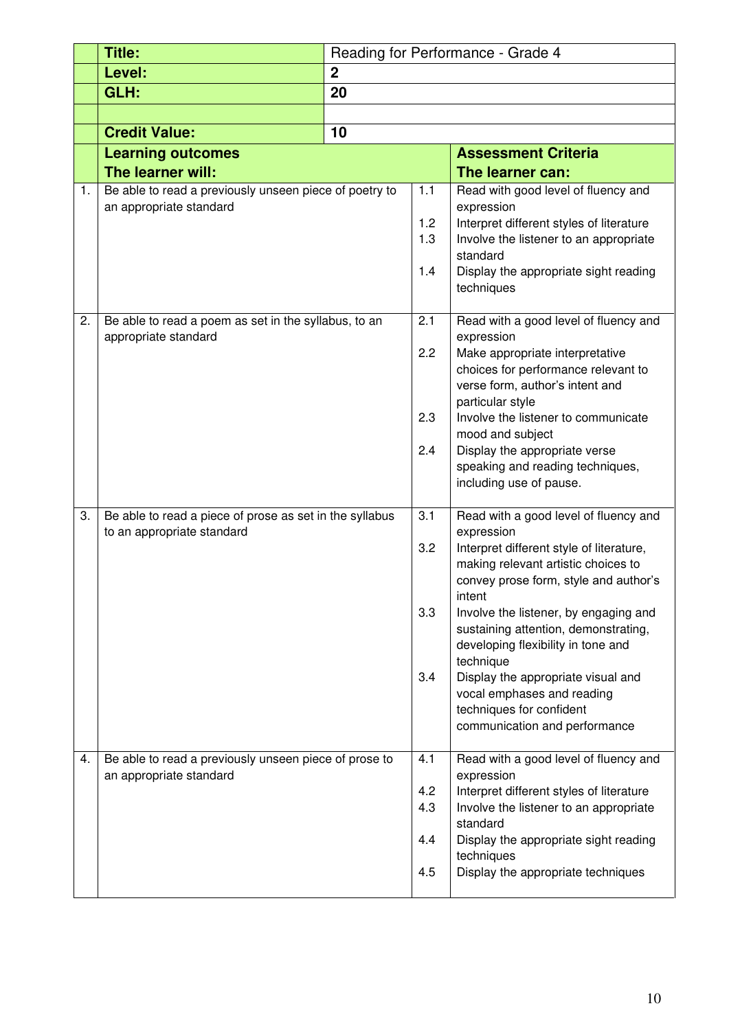| | | | |
|---|---|---|---|
| **Title:** | Reading for Performance - Grade 4 | | |
| **Level:** | **2** | | |
| **GLH:** | **20** | | |
| | | | |
| **Credit Value:** | **10** | | |

| | **Learning outcomes**<br>**The learner will:** | | **Assessment Criteria**<br>**The learner can:** |
|---|---|---|---|
| 1. | Be able to read a previously unseen piece of poetry to an appropriate standard | 1.1 | Read with good level of fluency and expression |
| | | 1.2 | Interpret different styles of literature |
| | | 1.3 | Involve the listener to an appropriate standard |
| | | 1.4 | Display the appropriate sight reading techniques |
| 2. | Be able to read a poem as set in the syllabus, to an appropriate standard | 2.1 | Read with a good level of fluency and expression |
| | | 2.2 | Make appropriate interpretative choices for performance relevant to verse form, author's intent and particular style |
| | | 2.3 | Involve the listener to communicate mood and subject |
| | | 2.4 | Display the appropriate verse speaking and reading techniques, including use of pause. |
| 3. | Be able to read a piece of prose as set in the syllabus to an appropriate standard | 3.1 | Read with a good level of fluency and expression |
| | | 3.2 | Interpret different style of literature, making relevant artistic choices to convey prose form, style and author's intent |
| | | 3.3 | Involve the listener, by engaging and sustaining attention, demonstrating, developing flexibility in tone and technique |
| | | 3.4 | Display the appropriate visual and vocal emphases and reading techniques for confident communication and performance |
| 4. | Be able to read a previously unseen piece of prose to an appropriate standard | 4.1 | Read with a good level of fluency and expression |
| | | 4.2 | Interpret different styles of literature |
| | | 4.3 | Involve the listener to an appropriate standard |
| | | 4.4 | Display the appropriate sight reading techniques |
| | | 4.5 | Display the appropriate techniques |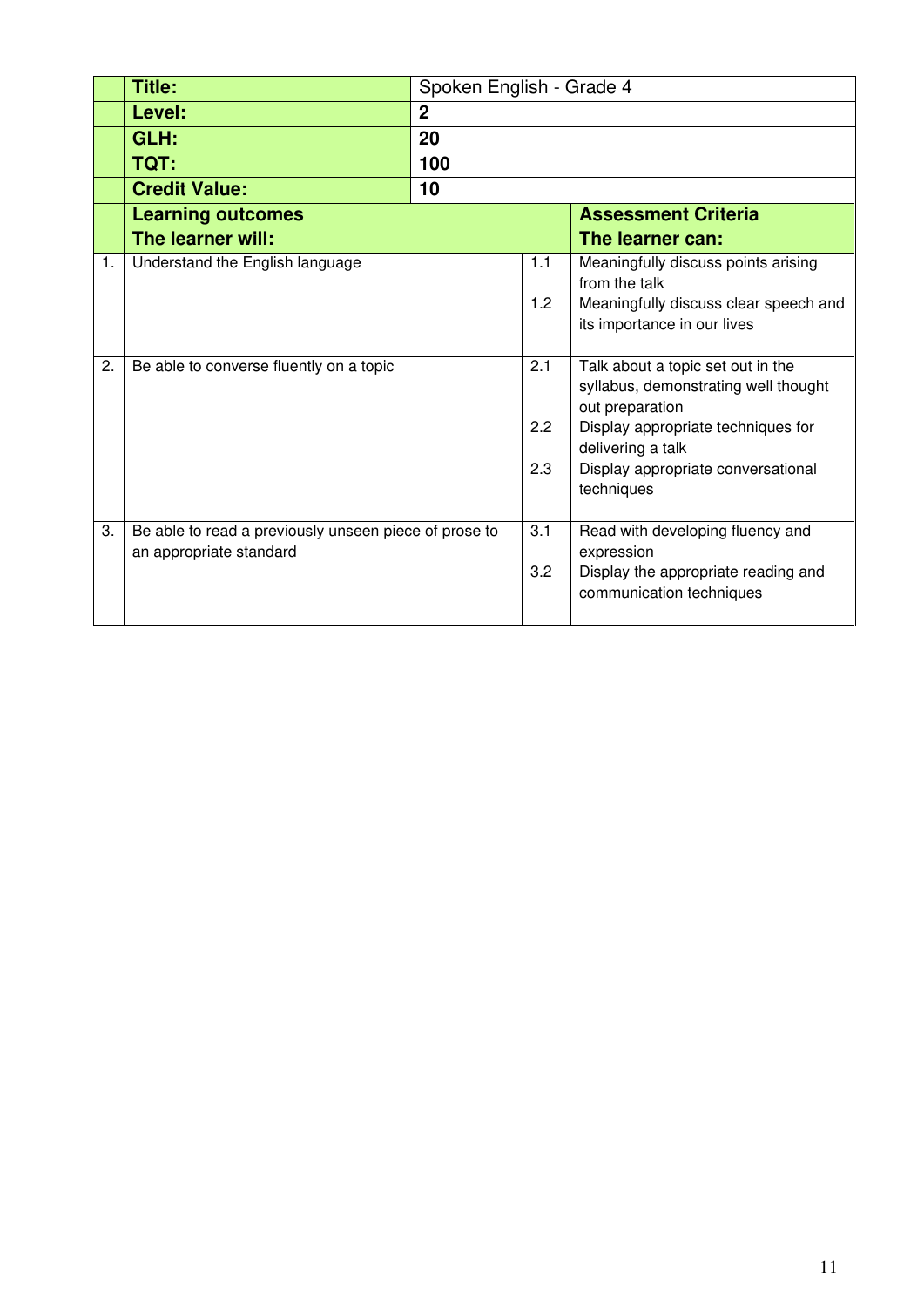| | Title: | Spoken English - Grade 4 | |
|---|---|---|---|
| | **Level:** | **2** | |
| | **GLH:** | **20** | |
| | **TQT:** | **100** | |
| | **Credit Value:** | **10** | |
| | **Learning outcomes**<br>**The learner will:** | | **Assessment Criteria**<br>**The learner can:** |
| 1. | Understand the English language | 1.1 | Meaningfully discuss points arising from the talk |
| | | 1.2 | Meaningfully discuss clear speech and its importance in our lives |
| 2. | Be able to converse fluently on a topic | 2.1 | Talk about a topic set out in the syllabus, demonstrating well thought out preparation |
| | | 2.2 | Display appropriate techniques for delivering a talk |
| | | 2.3 | Display appropriate conversational techniques |
| 3. | Be able to read a previously unseen piece of prose to an appropriate standard | 3.1 | Read with developing fluency and expression |
| | | 3.2 | Display the appropriate reading and communication techniques |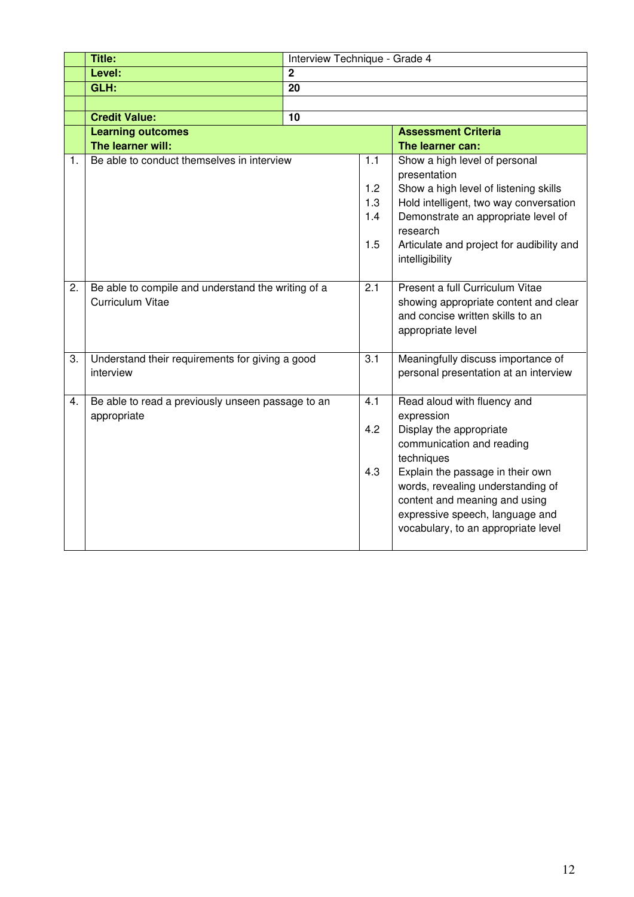| | | | | |
|---|---|---|---|---|
| | **Title:** | Interview Technique - Grade 4 | | |
| | **Level:** | **2** | | |
| | **GLH:** | **20** | | |
| | | | | |
| | **Credit Value:** | **10** | | |
| | **Learning outcomes**<br>**The learner will:** | | | **Assessment Criteria**<br>**The learner can:** |
| 1. | Be able to conduct themselves in interview | | 1.1<br>1.2<br>1.3<br>1.4<br>1.5 | Show a high level of personal presentation<br>Show a high level of listening skills<br>Hold intelligent, two way conversation<br>Demonstrate an appropriate level of research<br>Articulate and project for audibility and intelligibility |
| 2. | Be able to compile and understand the writing of a Curriculum Vitae | | 2.1 | Present a full Curriculum Vitae showing appropriate content and clear and concise written skills to an appropriate level |
| 3. | Understand their requirements for giving a good interview | | 3.1 | Meaningfully discuss importance of personal presentation at an interview |
| 4. | Be able to read a previously unseen passage to an appropriate | | 4.1<br>4.2<br>4.3 | Read aloud with fluency and expression<br>Display the appropriate communication and reading techniques<br>Explain the passage in their own words, revealing understanding of content and meaning and using expressive speech, language and vocabulary, to an appropriate level |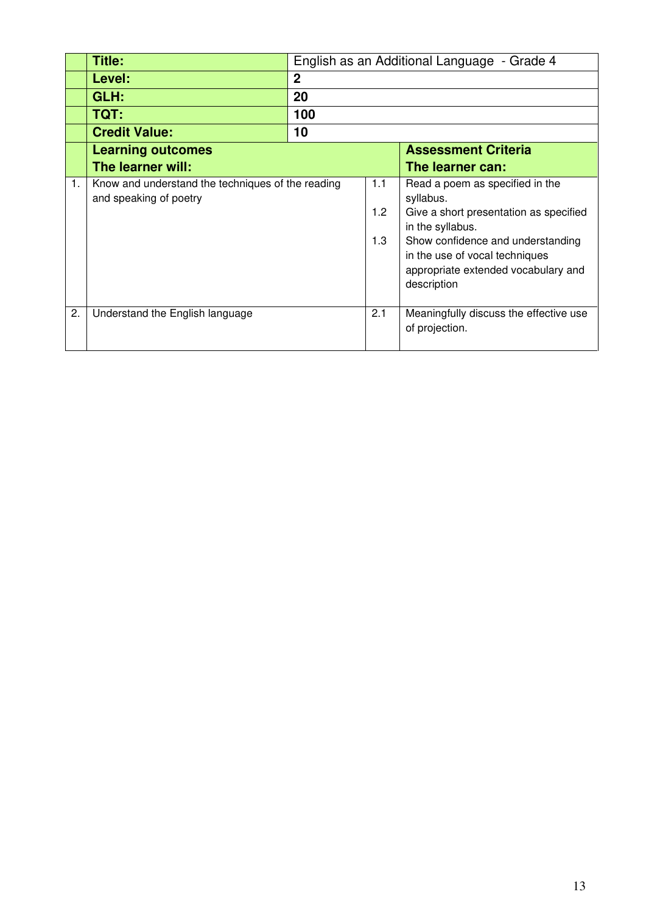| | | | | |
|---|---|---|---|---|
| | **Title:** | English as an Additional Language - Grade 4 | | |
| | **Level:** | **2** | | |
| | **GLH:** | **20** | | |
| | **TQT:** | **100** | | |
| | **Credit Value:** | **10** | | |
| | **Learning outcomes**<br>**The learner will:** | | | **Assessment Criteria**<br>**The learner can:** |
| 1. | Know and understand the techniques of the reading and speaking of poetry | | 1.1<br><br>1.2<br><br>1.3 | Read a poem as specified in the syllabus.<br>Give a short presentation as specified in the syllabus.<br>Show confidence and understanding in the use of vocal techniques appropriate extended vocabulary and description |
| 2. | Understand the English language | | 2.1 | Meaningfully discuss the effective use of projection. |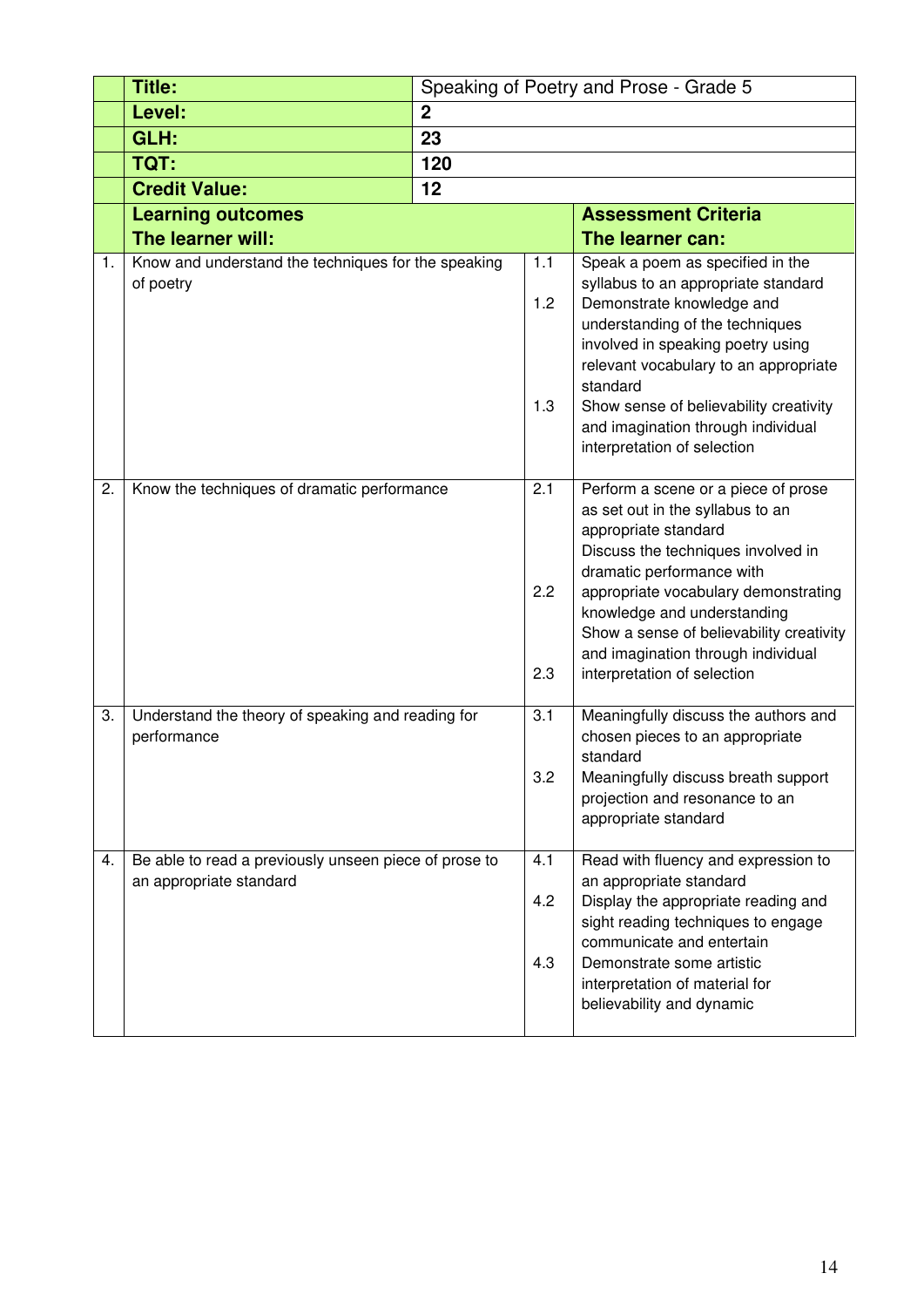| | Title: | Speaking of Poetry and Prose - Grade 5 | | |
|---|---|---|---|---|
| | **Level:** | **2** | | |
| | **GLH:** | **23** | | |
| | **TQT:** | **120** | | |
| | **Credit Value:** | **12** | | |
| | **Learning outcomes**<br>**The learner will:** | | | **Assessment Criteria**<br>**The learner can:** |
| 1. | Know and understand the techniques for the speaking of poetry | | 1.1<br>1.2<br>1.3 | Speak a poem as specified in the syllabus to an appropriate standard<br>Demonstrate knowledge and understanding of the techniques involved in speaking poetry using relevant vocabulary to an appropriate standard<br>Show sense of believability creativity and imagination through individual interpretation of selection |
| 2. | Know the techniques of dramatic performance | | 2.1<br>2.2<br>2.3 | Perform a scene or a piece of prose as set out in the syllabus to an appropriate standard<br>Discuss the techniques involved in dramatic performance with appropriate vocabulary demonstrating knowledge and understanding<br>Show a sense of believability creativity and imagination through individual interpretation of selection |
| 3. | Understand the theory of speaking and reading for performance | | 3.1<br>3.2 | Meaningfully discuss the authors and chosen pieces to an appropriate standard<br>Meaningfully discuss breath support projection and resonance to an appropriate standard |
| 4. | Be able to read a previously unseen piece of prose to an appropriate standard | | 4.1<br>4.2<br>4.3 | Read with fluency and expression to an appropriate standard<br>Display the appropriate reading and sight reading techniques to engage communicate and entertain<br>Demonstrate some artistic interpretation of material for believability and dynamic |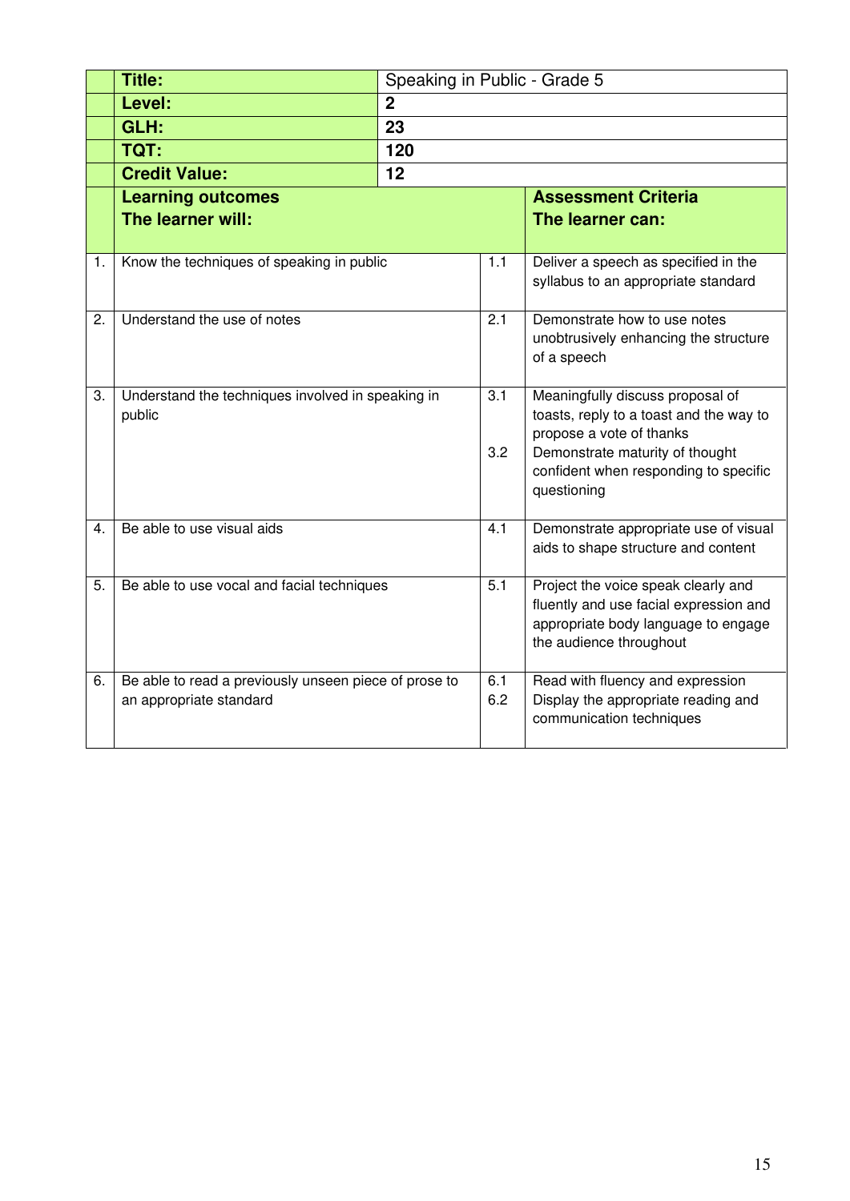| | Title: | Speaking in Public - Grade 5 | |
|---|---|---|---|
| | **Level:** | **2** | |
| | **GLH:** | **23** | |
| | **TQT:** | **120** | |
| | **Credit Value:** | **12** | |
| | **Learning outcomes**<br>**The learner will:** | | **Assessment Criteria**<br>**The learner can:** |
| 1. | Know the techniques of speaking in public | 1.1 | Deliver a speech as specified in the syllabus to an appropriate standard |
| 2. | Understand the use of notes | 2.1 | Demonstrate how to use notes unobtrusively enhancing the structure of a speech |
| 3. | Understand the techniques involved in speaking in public | 3.1<br><br>3.2 | Meaningfully discuss proposal of toasts, reply to a toast and the way to propose a vote of thanks<br>Demonstrate maturity of thought confident when responding to specific questioning |
| 4. | Be able to use visual aids | 4.1 | Demonstrate appropriate use of visual aids to shape structure and content |
| 5. | Be able to use vocal and facial techniques | 5.1 | Project the voice speak clearly and fluently and use facial expression and appropriate body language to engage the audience throughout |
| 6. | Be able to read a previously unseen piece of prose to an appropriate standard | 6.1<br>6.2 | Read with fluency and expression<br>Display the appropriate reading and communication techniques |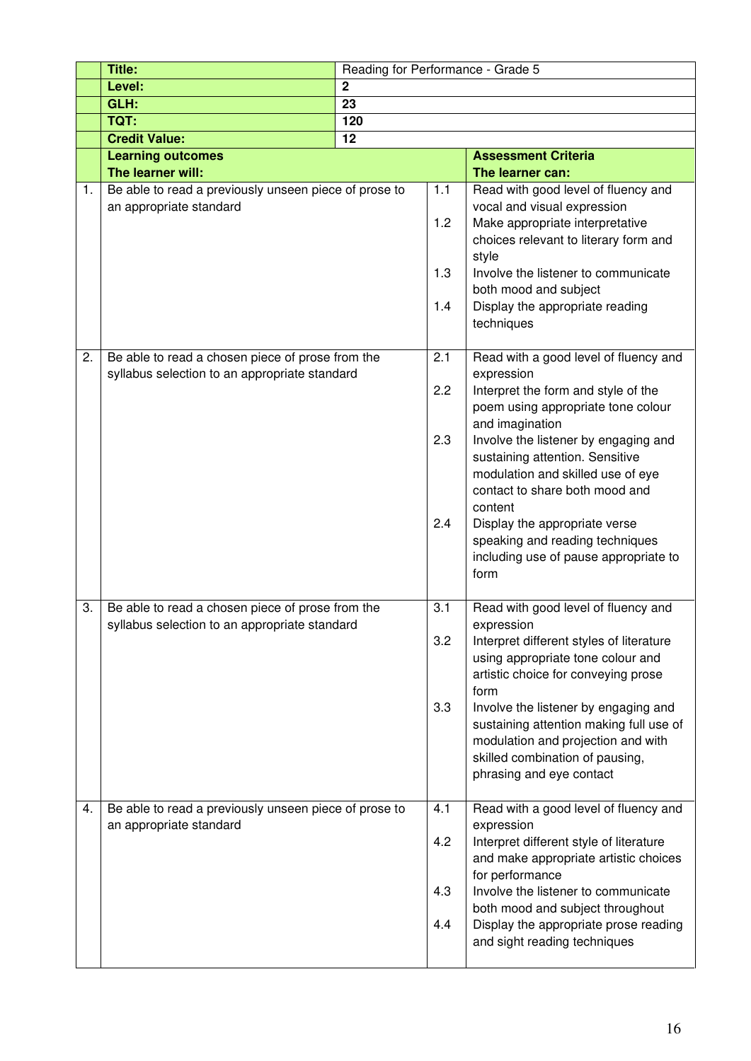| | | | |
|---|---|---|---|
| **Title:** | Reading for Performance - Grade 5 | | |
| **Level:** | **2** | | |
| **GLH:** | **23** | | |
| **TQT:** | **120** | | |
| **Credit Value:** | **12** | | |

| | **Learning outcomes**<br>**The learner will:** | | **Assessment Criteria**<br>**The learner can:** |
|---|---|---|---|
| 1. | Be able to read a previously unseen piece of prose to an appropriate standard | 1.1 | Read with good level of fluency and vocal and visual expression |
| | | 1.2 | Make appropriate interpretative choices relevant to literary form and style |
| | | 1.3 | Involve the listener to communicate both mood and subject |
| | | 1.4 | Display the appropriate reading techniques |
| 2. | Be able to read a chosen piece of prose from the syllabus selection to an appropriate standard | 2.1 | Read with a good level of fluency and expression |
| | | 2.2 | Interpret the form and style of the poem using appropriate tone colour and imagination |
| | | 2.3 | Involve the listener by engaging and sustaining attention. Sensitive modulation and skilled use of eye contact to share both mood and content |
| | | 2.4 | Display the appropriate verse speaking and reading techniques including use of pause appropriate to form |
| 3. | Be able to read a chosen piece of prose from the syllabus selection to an appropriate standard | 3.1 | Read with good level of fluency and expression |
| | | 3.2 | Interpret different styles of literature using appropriate tone colour and artistic choice for conveying prose form |
| | | 3.3 | Involve the listener by engaging and sustaining attention making full use of modulation and projection and with skilled combination of pausing, phrasing and eye contact |
| 4. | Be able to read a previously unseen piece of prose to an appropriate standard | 4.1 | Read with a good level of fluency and expression |
| | | 4.2 | Interpret different style of literature and make appropriate artistic choices for performance |
| | | 4.3 | Involve the listener to communicate both mood and subject throughout |
| | | 4.4 | Display the appropriate prose reading and sight reading techniques |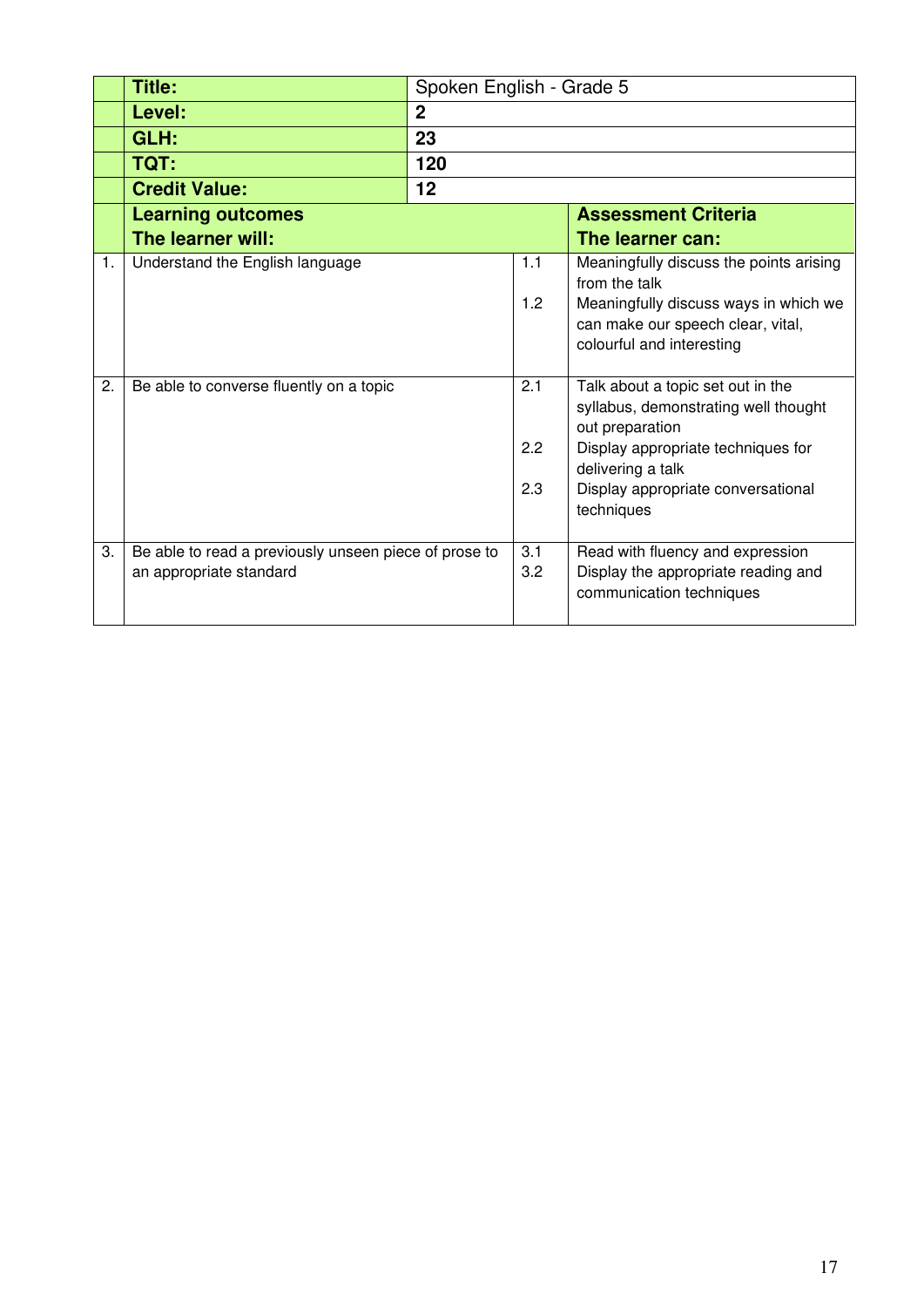| | Title: | Spoken English - Grade 5 | |
|---|---|---|---|
| | **Level:** | **2** | |
| | **GLH:** | **23** | |
| | **TQT:** | **120** | |
| | **Credit Value:** | **12** | |
| | **Learning outcomes**<br>**The learner will:** | | **Assessment Criteria**<br>**The learner can:** |
| 1. | Understand the English language | 1.1<br><br>1.2 | Meaningfully discuss the points arising from the talk<br>Meaningfully discuss ways in which we can make our speech clear, vital, colourful and interesting |
| 2. | Be able to converse fluently on a topic | 2.1<br><br><br>2.2<br><br>2.3 | Talk about a topic set out in the syllabus, demonstrating well thought out preparation<br>Display appropriate techniques for delivering a talk<br>Display appropriate conversational techniques |
| 3. | Be able to read a previously unseen piece of prose to an appropriate standard | 3.1<br>3.2 | Read with fluency and expression<br>Display the appropriate reading and communication techniques |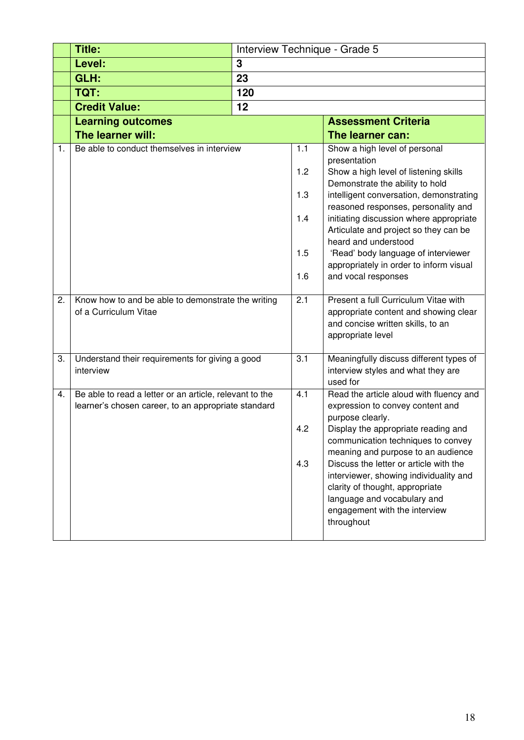| | Title: | Interview Technique - Grade 5 | |
|---|---|---|---|
| | **Level:** | **3** | |
| | **GLH:** | **23** | |
| | **TQT:** | **120** | |
| | **Credit Value:** | **12** | |
| | **Learning outcomes**<br>**The learner will:** | | **Assessment Criteria**<br>**The learner can:** |
| 1. | Be able to conduct themselves in interview | 1.1 | Show a high level of personal presentation |
| | | 1.2 | Show a high level of listening skills |
| | | 1.3 | Demonstrate the ability to hold intelligent conversation, demonstrating reasoned responses, personality and initiating discussion where appropriate |
| | | 1.4 | Articulate and project so they can be heard and understood |
| | | 1.5 | 'Read' body language of interviewer appropriately in order to inform visual and vocal responses |
| | | 1.6 | |
| 2. | Know how to and be able to demonstrate the writing of a Curriculum Vitae | 2.1 | Present a full Curriculum Vitae with appropriate content and showing clear and concise written skills, to an appropriate level |
| 3. | Understand their requirements for giving a good interview | 3.1 | Meaningfully discuss different types of interview styles and what they are used for |
| 4. | Be able to read a letter or an article, relevant to the learner's chosen career, to an appropriate standard | 4.1 | Read the article aloud with fluency and expression to convey content and purpose clearly. |
| | | 4.2 | Display the appropriate reading and communication techniques to convey meaning and purpose to an audience |
| | | 4.3 | Discuss the letter or article with the interviewer, showing individuality and clarity of thought, appropriate language and vocabulary and engagement with the interview throughout |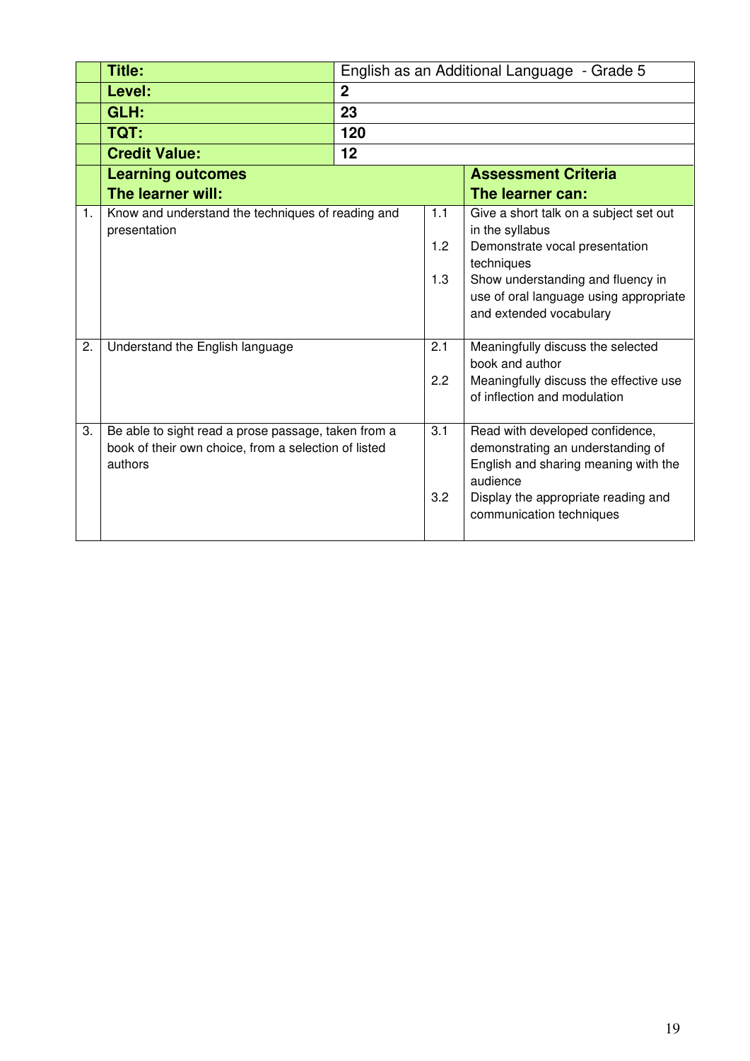| | | | | |
|---|---|---|---|---|
| | **Title:** | English as an Additional Language - Grade 5 | | |
| | **Level:** | **2** | | |
| | **GLH:** | **23** | | |
| | **TQT:** | **120** | | |
| | **Credit Value:** | **12** | | |
| | **Learning outcomes**<br>**The learner will:** | | | **Assessment Criteria**<br>**The learner can:** |
| 1. | Know and understand the techniques of reading and presentation | | 1.1<br>1.2<br>1.3 | Give a short talk on a subject set out in the syllabus<br>Demonstrate vocal presentation techniques<br>Show understanding and fluency in use of oral language using appropriate and extended vocabulary |
| 2. | Understand the English language | | 2.1<br>2.2 | Meaningfully discuss the selected book and author<br>Meaningfully discuss the effective use of inflection and modulation |
| 3. | Be able to sight read a prose passage, taken from a book of their own choice, from a selection of listed authors | | 3.1<br>3.2 | Read with developed confidence, demonstrating an understanding of English and sharing meaning with the audience<br>Display the appropriate reading and communication techniques |